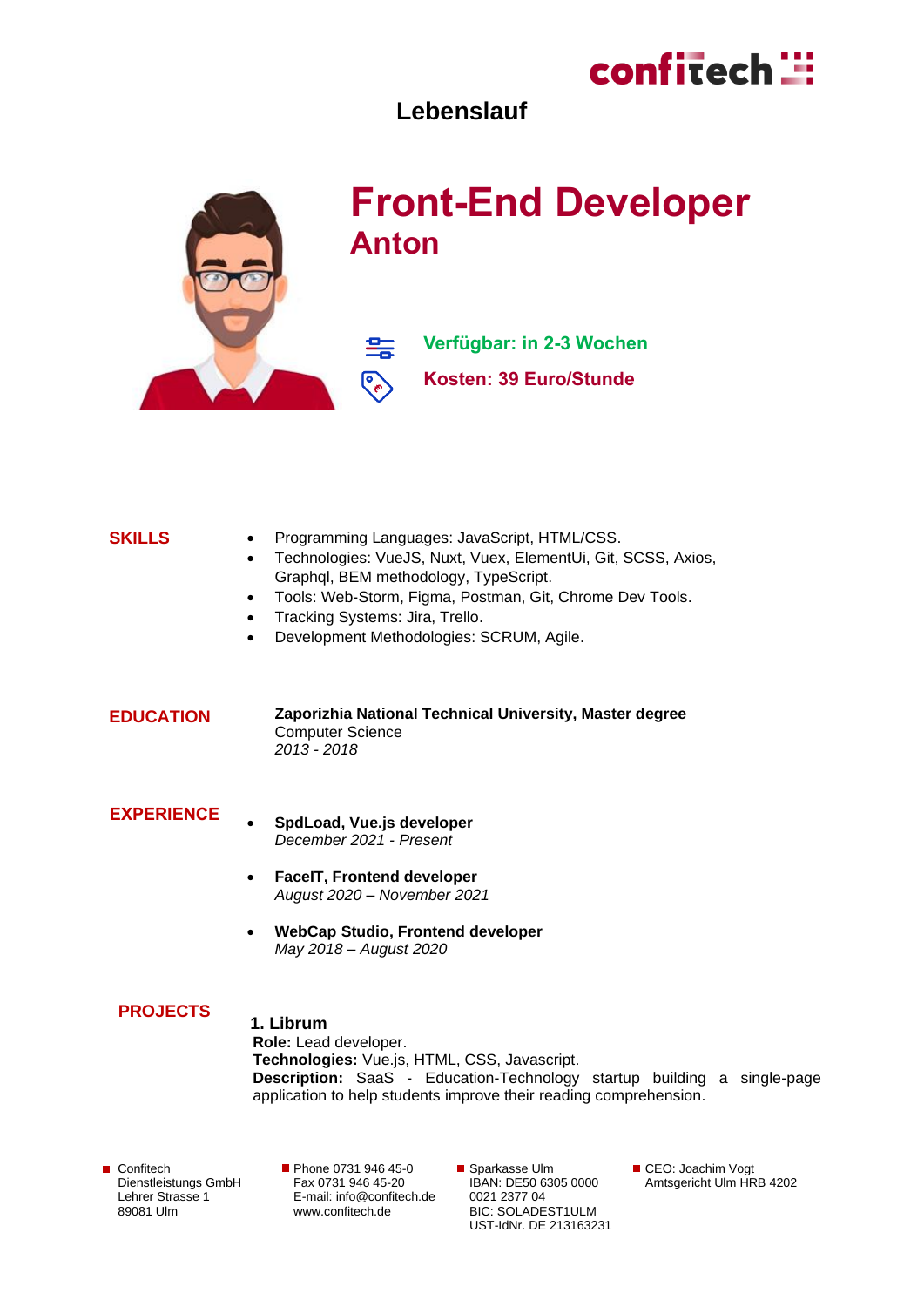confitech

# Lebenslauf

# Front-End Developer

## Anton

**Verfügbar: in 2-3 Wochen**

**Kosten: 39 Euro/Stunde**

## SKILLS

- Programming Languages: JavaScript, HTML/CSS.
- Technologies: VueJS, Nuxt, Vuex, ElementUi, Git, SCSS, Axios, Graphql, BEM methodology, TypeScript.
- Tools: Web-Storm, Figma, Postman, Git, Chrome Dev Tools.
- Tracking Systems: Jira, Trello.
- Development Methodologies: SCRUM, Agile.

## EDUCATION

**Zaporizhia National Technical University, Master degree**
Computer Science
*2013 - 2018*

## EXPERIENCE

- **SpdLoad, Vue.js developer**
  *December 2021 - Present*

- **FaceIT, Frontend developer**
  *August 2020 – November 2021*

- **WebCap Studio, Frontend developer**
  *May 2018 – August 2020*

## PROJECTS

**1. Librum**

**Role:** Lead developer.
**Technologies:** Vue.js, HTML, CSS, Javascript.
**Description:** SaaS - Education-Technology startup building a single-page application to help students improve their reading comprehension.

Confitech Dienstleistungs GmbH
Lehrer Strasse 1
89081 Ulm

Phone 0731 946 45-0
Fax 0731 946 45-20
E-mail: info@confitech.de
www.confitech.de

Sparkasse Ulm
IBAN: DE50 6305 0000 0021 2377 04
BIC: SOLADEST1ULM
UST-IdNr. DE 213163231

CEO: Joachim Vogt
Amtsgericht Ulm HRB 4202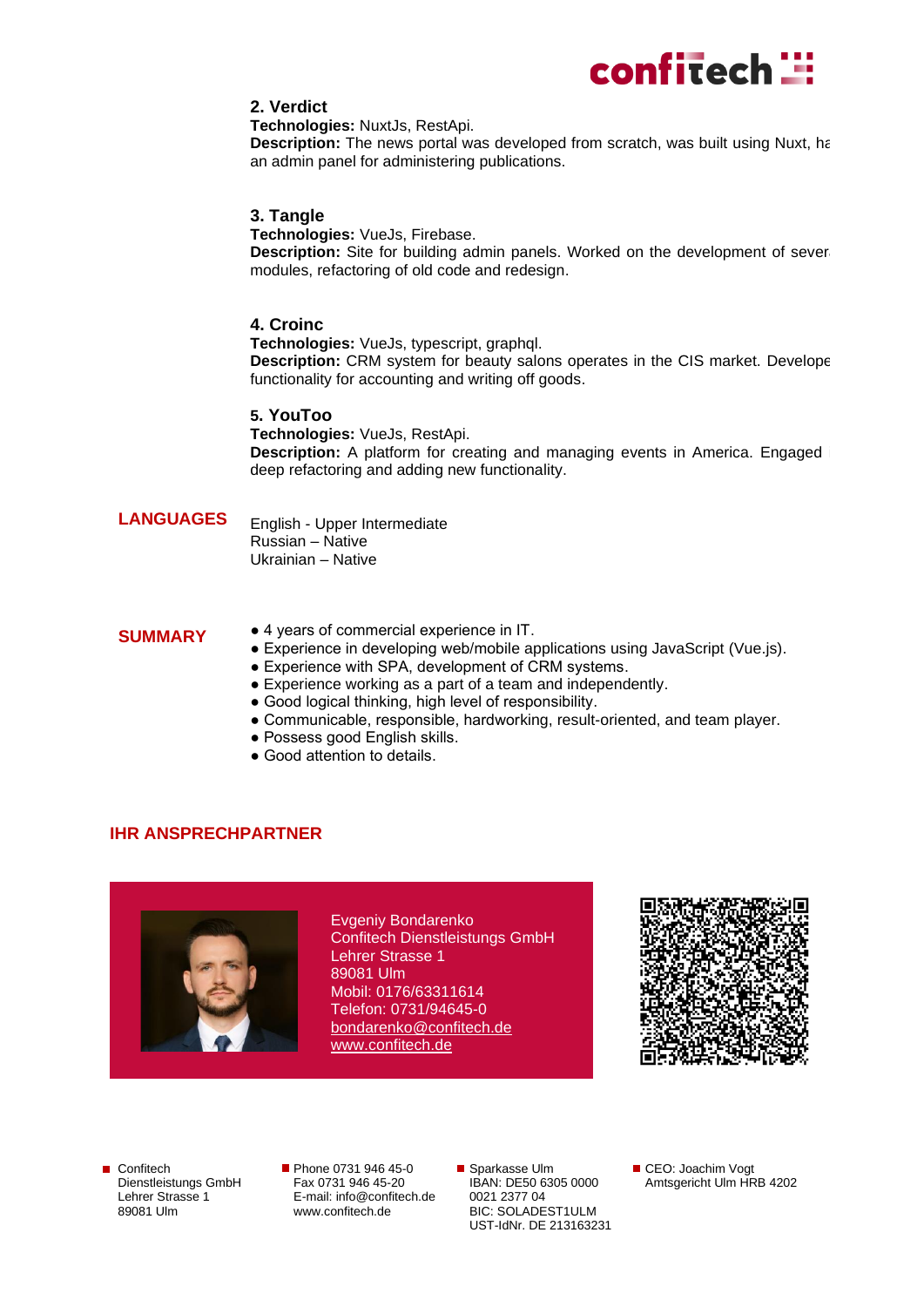### 2. Verdict

**Technologies:** NuxtJs, RestApi.
**Description:** The news portal was developed from scratch, was built using Nuxt, ha an admin panel for administering publications.

### 3. Tangle

**Technologies:** VueJs, Firebase.
**Description:** Site for building admin panels. Worked on the development of sever modules, refactoring of old code and redesign.

### 4. Croinc

**Technologies:** VueJs, typescript, graphql.
**Description:** CRM system for beauty salons operates in the CIS market. Develope functionality for accounting and writing off goods.

### 5. YouToo

**Technologies:** VueJs, RestApi.
**Description:** A platform for creating and managing events in America. Engaged deep refactoring and adding new functionality.

## LANGUAGES

English - Upper Intermediate
Russian – Native
Ukrainian – Native

## SUMMARY

- 4 years of commercial experience in IT.
- Experience in developing web/mobile applications using JavaScript (Vue.js).
- Experience with SPA, development of CRM systems.
- Experience working as a part of a team and independently.
- Good logical thinking, high level of responsibility.
- Communicable, responsible, hardworking, result-oriented, and team player.
- Possess good English skills.
- Good attention to details.

## IHR ANSPRECHPARTNER

Evgeniy Bondarenko
Confitech Dienstleistungs GmbH
Lehrer Strasse 1
89081 Ulm
Mobil: 0176/63311614
Telefon: 0731/94645-0
bondarenko@confitech.de
www.confitech.de

Confitech Dienstleistungs GmbH
Lehrer Strasse 1
89081 Ulm

Phone 0731 946 45-0
Fax 0731 946 45-20
E-mail: info@confitech.de
www.confitech.de

Sparkasse Ulm
IBAN: DE50 6305 0000 0021 2377 04
BIC: SOLADEST1ULM
UST-IdNr. DE 213163231

CEO: Joachim Vogt
Amtsgericht Ulm HRB 4202